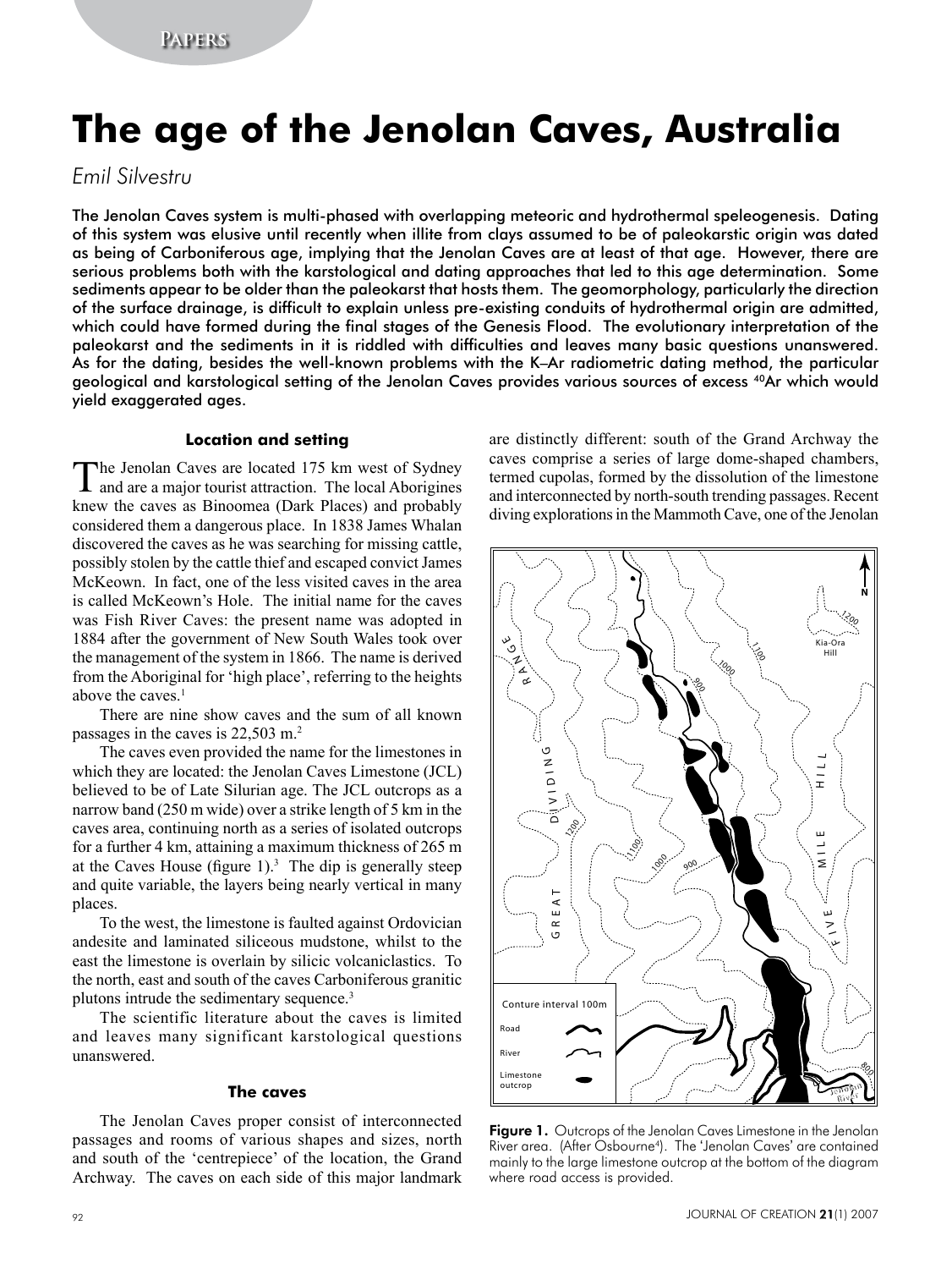# The age of the Jenolan Caves, Australia

*Emil Silvestru*

The Jenolan Caves system is multi-phased with overlapping meteoric and hydrothermal speleogenesis. Dating of this system was elusive until recently when illite from clays assumed to be of paleokarstic origin was dated as being of Carboniferous age, implying that the Jenolan Caves are at least of that age. However, there are serious problems both with the karstological and dating approaches that led to this age determination. Some sediments appear to be older than the paleokarst that hosts them. The geomorphology, particularly the direction of the surface drainage, is difficult to explain unless pre-existing conduits of hydrothermal origin are admitted, which could have formed during the final stages of the Genesis Flood. The evolutionary interpretation of the paleokarst and the sediments in it is riddled with difficulties and leaves many basic questions unanswered. As for the dating, besides the well-known problems with the K–Ar radiometric dating method, the particular geological and karstological setting of the Jenolan Caves provides various sources of excess $^{40}$Ar which would yield exaggerated ages.

### Location and setting

The Jenolan Caves are located 175 km west of Sydney and are a major tourist attraction. The local Aborigines knew the caves as Binoomea (Dark Places) and probably considered them a dangerous place. In 1838 James Whalan discovered the caves as he was searching for missing cattle, possibly stolen by the cattle thief and escaped convict James McKeown. In fact, one of the less visited caves in the area is called McKeown's Hole. The initial name for the caves was Fish River Caves: the present name was adopted in 1884 after the government of New South Wales took over the management of the system in 1866. The name is derived from the Aboriginal for 'high place', referring to the heights above the caves.[1]

There are nine show caves and the sum of all known passages in the caves is 22,503 m.[2]

The caves even provided the name for the limestones in which they are located: the Jenolan Caves Limestone (JCL) believed to be of Late Silurian age. The JCL outcrops as a narrow band (250 m wide) over a strike length of 5 km in the caves area, continuing north as a series of isolated outcrops for a further 4 km, attaining a maximum thickness of 265 m at the Caves House (figure 1).[3] The dip is generally steep and quite variable, the layers being nearly vertical in many places.

To the west, the limestone is faulted against Ordovician andesite and laminated siliceous mudstone, whilst to the east the limestone is overlain by silicic volcaniclastics. To the north, east and south of the caves Carboniferous granitic plutons intrude the sedimentary sequence.[3]

The scientific literature about the caves is limited and leaves many significant karstological questions unanswered.

### The caves

The Jenolan Caves proper consist of interconnected passages and rooms of various shapes and sizes, north and south of the 'centrepiece' of the location, the Grand Archway. The caves on each side of this major landmark are distinctly different: south of the Grand Archway the caves comprise a series of large dome-shaped chambers, termed cupolas, formed by the dissolution of the limestone and interconnected by north-south trending passages. Recent diving explorations in the Mammoth Cave, one of the Jenolan

**Figure 1.** Outcrops of the Jenolan Caves Limestone in the Jenolan River area. (After Osbourne[4]). The 'Jenolan Caves' are contained mainly to the large limestone outcrop at the bottom of the diagram where road access is provided.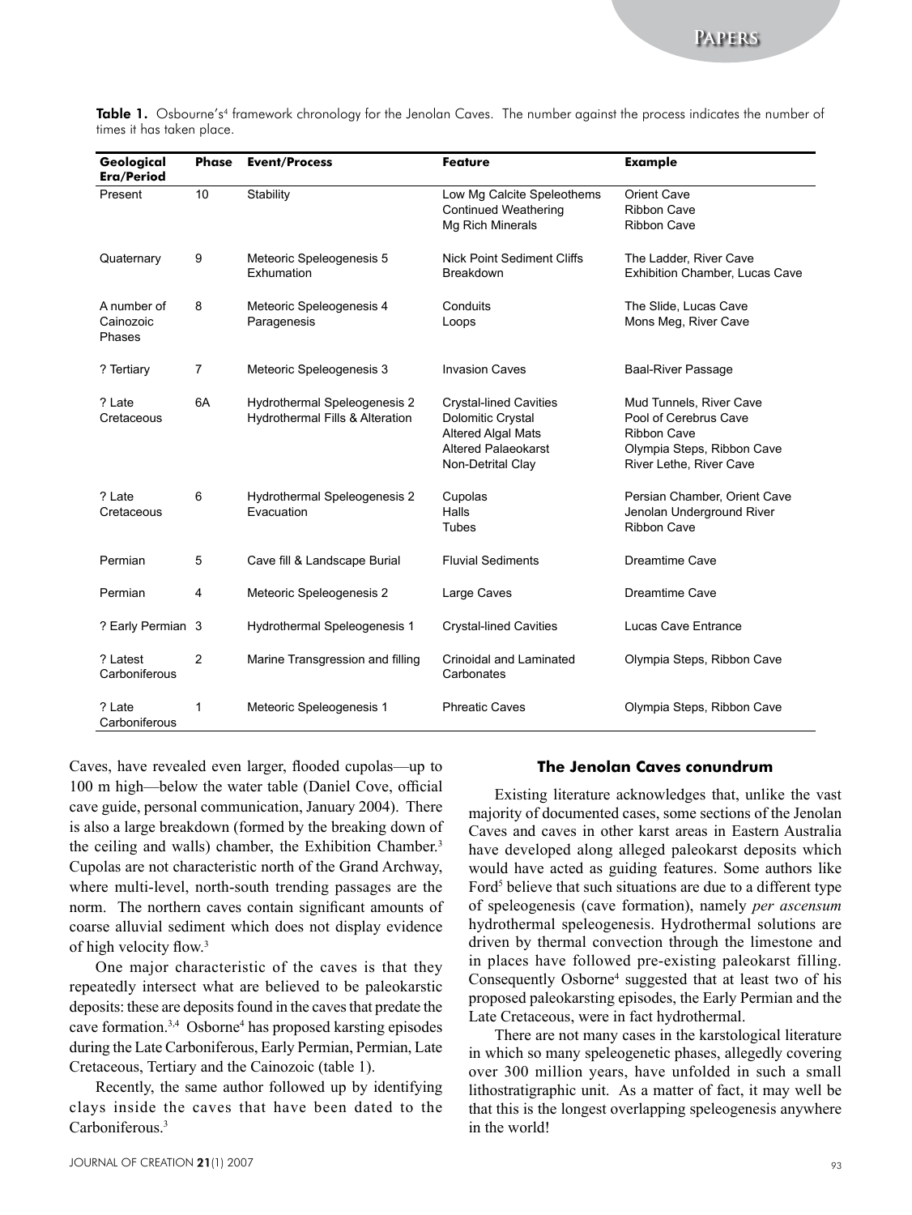**Table 1.** Osbourne's[4] framework chronology for the Jenolan Caves. The number against the process indicates the number of times it has taken place.

| Geological Era/Period | Phase | Event/Process | Feature | Example |
|---|---|---|---|---|
| Present | 10 | Stability | Low Mg Calcite Speleothems<br>Continued Weathering<br>Mg Rich Minerals | Orient Cave<br>Ribbon Cave<br>Ribbon Cave |
| Quaternary | 9 | Meteoric Speleogenesis 5<br>Exhumation | Nick Point Sediment Cliffs<br>Breakdown | The Ladder, River Cave<br>Exhibition Chamber, Lucas Cave |
| A number of Cainozoic Phases | 8 | Meteoric Speleogenesis 4<br>Paragenesis | Conduits<br>Loops | The Slide, Lucas Cave<br>Mons Meg, River Cave |
| ? Tertiary | 7 | Meteoric Speleogenesis 3 | Invasion Caves | Baal-River Passage |
| ? Late Cretaceous | 6A | Hydrothermal Speleogenesis 2<br>Hydrothermal Fills & Alteration | Crystal-lined Cavities<br>Dolomitic Crystal<br>Altered Algal Mats<br>Altered Palaeokarst<br>Non-Detrital Clay | Mud Tunnels, River Cave<br>Pool of Cerebrus Cave<br>Ribbon Cave<br>Olympia Steps, Ribbon Cave<br>River Lethe, River Cave |
| ? Late Cretaceous | 6 | Hydrothermal Speleogenesis 2<br>Evacuation | Cupolas<br>Halls<br>Tubes | Persian Chamber, Orient Cave<br>Jenolan Underground River<br>Ribbon Cave |
| Permian | 5 | Cave fill & Landscape Burial | Fluvial Sediments | Dreamtime Cave |
| Permian | 4 | Meteoric Speleogenesis 2 | Large Caves | Dreamtime Cave |
| ? Early Permian | 3 | Hydrothermal Speleogenesis 1 | Crystal-lined Cavities | Lucas Cave Entrance |
| ? Latest Carboniferous | 2 | Marine Transgression and filling | Crinoidal and Laminated Carbonates | Olympia Steps, Ribbon Cave |
| ? Late Carboniferous | 1 | Meteoric Speleogenesis 1 | Phreatic Caves | Olympia Steps, Ribbon Cave |

Caves, have revealed even larger, flooded cupolas—up to 100 m high—below the water table (Daniel Cove, official cave guide, personal communication, January 2004). There is also a large breakdown (formed by the breaking down of the ceiling and walls) chamber, the Exhibition Chamber.[3] Cupolas are not characteristic north of the Grand Archway, where multi-level, north-south trending passages are the norm. The northern caves contain significant amounts of coarse alluvial sediment which does not display evidence of high velocity flow.[3]

One major characteristic of the caves is that they repeatedly intersect what are believed to be paleokarstic deposits: these are deposits found in the caves that predate the cave formation.[3,4] Osborne[4] has proposed karsting episodes during the Late Carboniferous, Early Permian, Permian, Late Cretaceous, Tertiary and the Cainozoic (table 1).

Recently, the same author followed up by identifying clays inside the caves that have been dated to the Carboniferous.[3]

### The Jenolan Caves conundrum

Existing literature acknowledges that, unlike the vast majority of documented cases, some sections of the Jenolan Caves and caves in other karst areas in Eastern Australia have developed along alleged paleokarst deposits which would have acted as guiding features. Some authors like Ford[5] believe that such situations are due to a different type of speleogenesis (cave formation), namely *per ascensum* hydrothermal speleogenesis. Hydrothermal solutions are driven by thermal convection through the limestone and in places have followed pre-existing paleokarst filling. Consequently Osborne[4] suggested that at least two of his proposed paleokarsting episodes, the Early Permian and the Late Cretaceous, were in fact hydrothermal.

There are not many cases in the karstological literature in which so many speleogenetic phases, allegedly covering over 300 million years, have unfolded in such a small lithostratigraphic unit. As a matter of fact, it may well be that this is the longest overlapping speleogenesis anywhere in the world!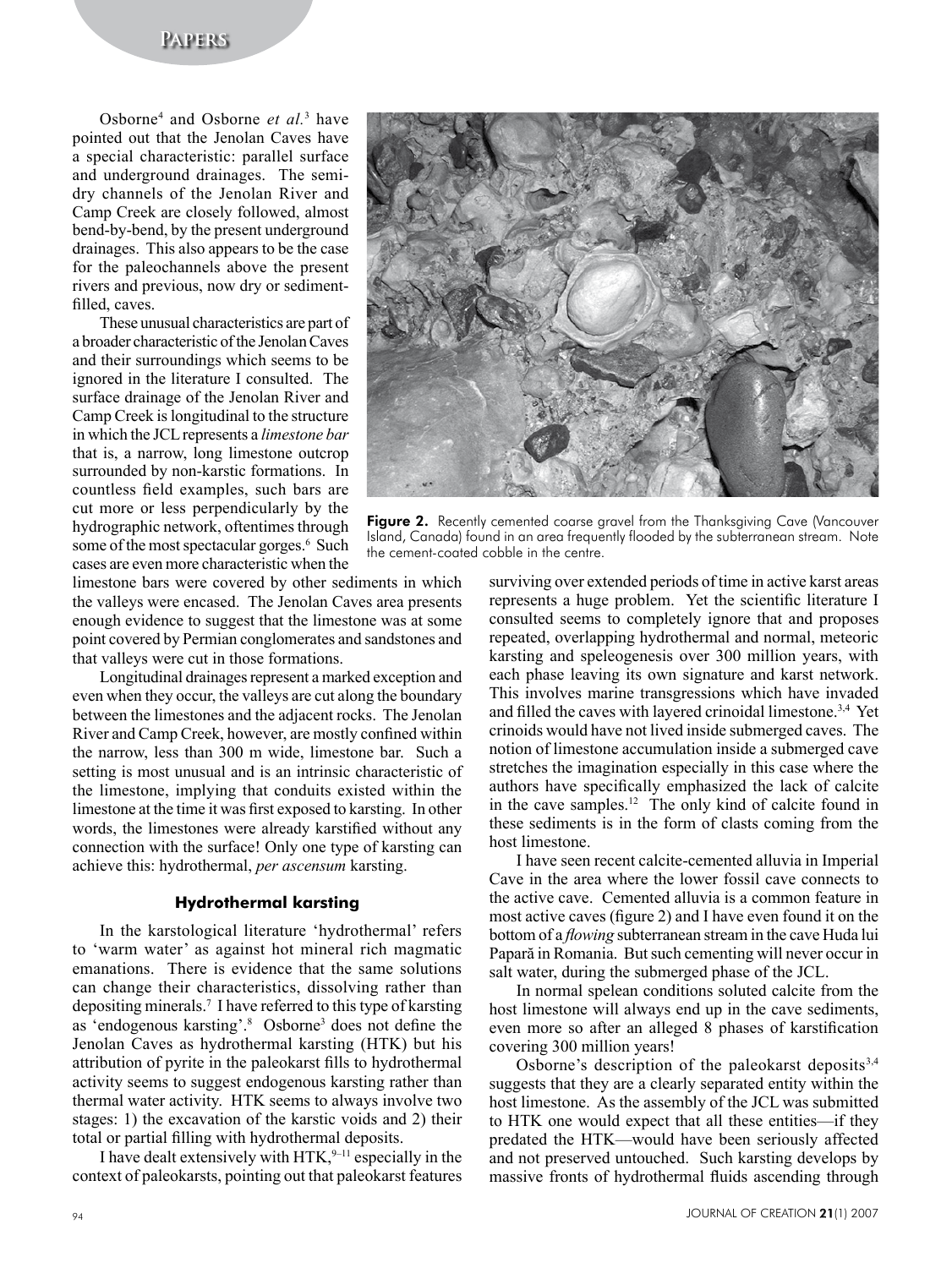Osborne[4] and Osborne *et al.*[3] have pointed out that the Jenolan Caves have a special characteristic: parallel surface and underground drainages. The semi-dry channels of the Jenolan River and Camp Creek are closely followed, almost bend-by-bend, by the present underground drainages. This also appears to be the case for the paleochannels above the present rivers and previous, now dry or sediment-filled, caves.

These unusual characteristics are part of a broader characteristic of the Jenolan Caves and their surroundings which seems to be ignored in the literature I consulted. The surface drainage of the Jenolan River and Camp Creek is longitudinal to the structure in which the JCL represents a *limestone bar* that is, a narrow, long limestone outcrop surrounded by non-karstic formations. In countless field examples, such bars are cut more or less perpendicularly by the hydrographic network, oftentimes through some of the most spectacular gorges.[6] Such cases are even more characteristic when the limestone bars were covered by other sediments in which the valleys were encased. The Jenolan Caves area presents enough evidence to suggest that the limestone was at some point covered by Permian conglomerates and sandstones and that valleys were cut in those formations.

Longitudinal drainages represent a marked exception and even when they occur, the valleys are cut along the boundary between the limestones and the adjacent rocks. The Jenolan River and Camp Creek, however, are mostly confined within the narrow, less than 300 m wide, limestone bar. Such a setting is most unusual and is an intrinsic characteristic of the limestone, implying that conduits existed within the limestone at the time it was first exposed to karsting. In other words, the limestones were already karstified without any connection with the surface! Only one type of karsting can achieve this: hydrothermal, *per ascensum* karsting.

### Hydrothermal karsting

In the karstological literature 'hydrothermal' refers to 'warm water' as against hot mineral rich magmatic emanations. There is evidence that the same solutions can change their characteristics, dissolving rather than depositing minerals.[7] I have referred to this type of karsting as 'endogenous karsting'.[8] Osborne[3] does not define the Jenolan Caves as hydrothermal karsting (HTK) but his attribution of pyrite in the paleokarst fills to hydrothermal activity seems to suggest endogenous karsting rather than thermal water activity. HTK seems to always involve two stages: 1) the excavation of the karstic voids and 2) their total or partial filling with hydrothermal deposits.

I have dealt extensively with HTK,[9–11] especially in the context of paleokarsts, pointing out that paleokarst features surviving over extended periods of time in active karst areas represents a huge problem. Yet the scientific literature I consulted seems to completely ignore that and proposes repeated, overlapping hydrothermal and normal, meteoric karsting and speleogenesis over 300 million years, with each phase leaving its own signature and karst network. This involves marine transgressions which have invaded and filled the caves with layered crinoidal limestone.[3,4] Yet crinoids would have not lived inside submerged caves. The notion of limestone accumulation inside a submerged cave stretches the imagination especially in this case where the authors have specifically emphasized the lack of calcite in the cave samples.[12] The only kind of calcite found in these sediments is in the form of clasts coming from the host limestone.

**Figure 2.** Recently cemented coarse gravel from the Thanksgiving Cave (Vancouver Island, Canada) found in an area frequently flooded by the subterranean stream. Note the cement-coated cobble in the centre.

I have seen recent calcite-cemented alluvia in Imperial Cave in the area where the lower fossil cave connects to the active cave. Cemented alluvia is a common feature in most active caves (figure 2) and I have even found it on the bottom of a *flowing* subterranean stream in the cave Huda lui Papară in Romania. But such cementing will never occur in salt water, during the submerged phase of the JCL.

In normal spelean conditions soluted calcite from the host limestone will always end up in the cave sediments, even more so after an alleged 8 phases of karstification covering 300 million years!

Osborne's description of the paleokarst deposits[3,4] suggests that they are a clearly separated entity within the host limestone. As the assembly of the JCL was submitted to HTK one would expect that all these entities—if they predated the HTK—would have been seriously affected and not preserved untouched. Such karsting develops by massive fronts of hydrothermal fluids ascending through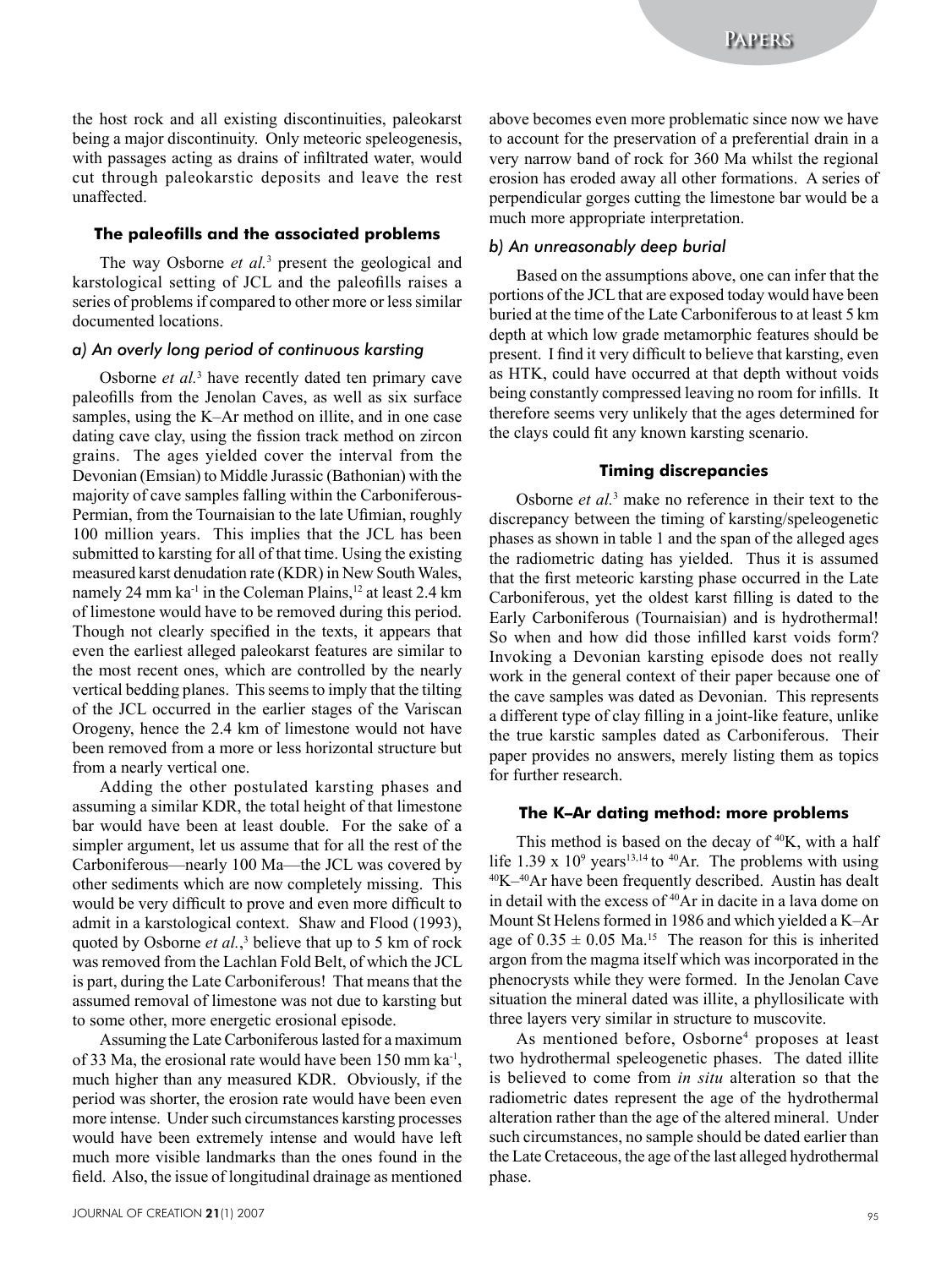the host rock and all existing discontinuities, paleokarst being a major discontinuity. Only meteoric speleogenesis, with passages acting as drains of infiltrated water, would cut through paleokarstic deposits and leave the rest unaffected.

### The paleofills and the associated problems

The way Osborne *et al.*[3] present the geological and karstological setting of JCL and the paleofills raises a series of problems if compared to other more or less similar documented locations.

#### *a) An overly long period of continuous karsting*

Osborne *et al.*[3] have recently dated ten primary cave paleofills from the Jenolan Caves, as well as six surface samples, using the K–Ar method on illite, and in one case dating cave clay, using the fission track method on zircon grains. The ages yielded cover the interval from the Devonian (Emsian) to Middle Jurassic (Bathonian) with the majority of cave samples falling within the Carboniferous-Permian, from the Tournaisian to the late Ufimian, roughly 100 million years. This implies that the JCL has been submitted to karsting for all of that time. Using the existing measured karst denudation rate (KDR) in New South Wales, namely 24 mm $ka^{-1}$ in the Coleman Plains,[12] at least 2.4 km of limestone would have to be removed during this period. Though not clearly specified in the texts, it appears that even the earliest alleged paleokarst features are similar to the most recent ones, which are controlled by the nearly vertical bedding planes. This seems to imply that the tilting of the JCL occurred in the earlier stages of the Variscan Orogeny, hence the 2.4 km of limestone would not have been removed from a more or less horizontal structure but from a nearly vertical one.

Adding the other postulated karsting phases and assuming a similar KDR, the total height of that limestone bar would have been at least double. For the sake of a simpler argument, let us assume that for all the rest of the Carboniferous—nearly 100 Ma—the JCL was covered by other sediments which are now completely missing. This would be very difficult to prove and even more difficult to admit in a karstological context. Shaw and Flood (1993), quoted by Osborne *et al.*,[3] believe that up to 5 km of rock was removed from the Lachlan Fold Belt, of which the JCL is part, during the Late Carboniferous! That means that the assumed removal of limestone was not due to karsting but to some other, more energetic erosional episode.

Assuming the Late Carboniferous lasted for a maximum of 33 Ma, the erosional rate would have been 150 mm $ka^{-1}$, much higher than any measured KDR. Obviously, if the period was shorter, the erosion rate would have been even more intense. Under such circumstances karsting processes would have been extremely intense and would have left much more visible landmarks than the ones found in the field. Also, the issue of longitudinal drainage as mentioned above becomes even more problematic since now we have to account for the preservation of a preferential drain in a very narrow band of rock for 360 Ma whilst the regional erosion has eroded away all other formations. A series of perpendicular gorges cutting the limestone bar would be a much more appropriate interpretation.

#### *b) An unreasonably deep burial*

Based on the assumptions above, one can infer that the portions of the JCL that are exposed today would have been buried at the time of the Late Carboniferous to at least 5 km depth at which low grade metamorphic features should be present. I find it very difficult to believe that karsting, even as HTK, could have occurred at that depth without voids being constantly compressed leaving no room for infills. It therefore seems very unlikely that the ages determined for the clays could fit any known karsting scenario.

### Timing discrepancies

Osborne *et al.*[3] make no reference in their text to the discrepancy between the timing of karsting/speleogenetic phases as shown in table 1 and the span of the alleged ages the radiometric dating has yielded. Thus it is assumed that the first meteoric karsting phase occurred in the Late Carboniferous, yet the oldest karst filling is dated to the Early Carboniferous (Tournaisian) and is hydrothermal! So when and how did those infilled karst voids form? Invoking a Devonian karsting episode does not really work in the general context of their paper because one of the cave samples was dated as Devonian. This represents a different type of clay filling in a joint-like feature, unlike the true karstic samples dated as Carboniferous. Their paper provides no answers, merely listing them as topics for further research.

### The K–Ar dating method: more problems

This method is based on the decay of $^{40}K$, with a half life $1.39 \times 10^9$ years[13,14] to $^{40}Ar$. The problems with using $^{40}K$–$^{40}Ar$ have been frequently described. Austin has dealt in detail with the excess of $^{40}Ar$ in dacite in a lava dome on Mount St Helens formed in 1986 and which yielded a K–Ar age of $0.35 \pm 0.05$ Ma.[15] The reason for this is inherited argon from the magma itself which was incorporated in the phenocrysts while they were formed. In the Jenolan Cave situation the mineral dated was illite, a phyllosilicate with three layers very similar in structure to muscovite.

As mentioned before, Osborne[4] proposes at least two hydrothermal speleogenetic phases. The dated illite is believed to come from *in situ* alteration so that the radiometric dates represent the age of the hydrothermal alteration rather than the age of the altered mineral. Under such circumstances, no sample should be dated earlier than the Late Cretaceous, the age of the last alleged hydrothermal phase.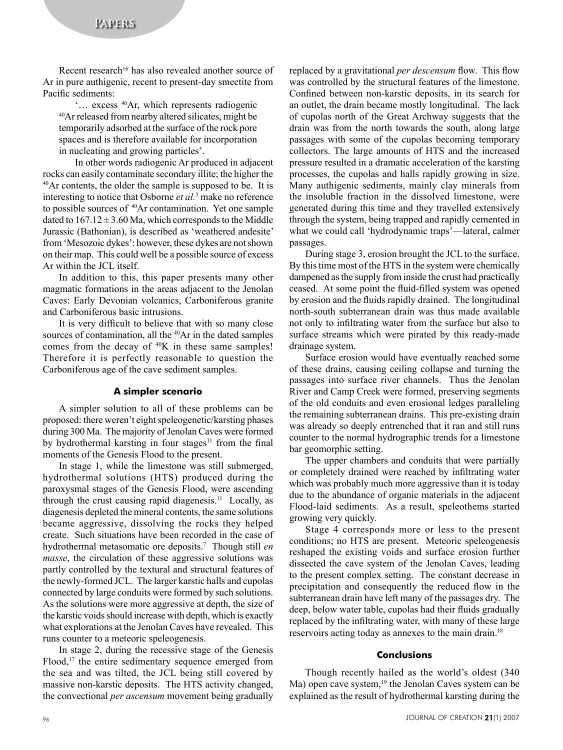Recent research[16] has also revealed another source of Ar in pure authigenic, recent to present-day smectite from Pacific sediments:

> '… excess $^{40}$Ar, which represents radiogenic $^{40}$Ar released from nearby altered silicates, might be temporarily adsorbed at the surface of the rock pore spaces and is therefore available for incorporation in nucleating and growing particles'.

In other words radiogenic Ar produced in adjacent rocks can easily contaminate secondary illite; the higher the $^{40}$Ar contents, the older the sample is supposed to be. It is interesting to notice that Osborne *et al.*[3] make no reference to possible sources of $^{40}$Ar contamination. Yet one sample dated to $167.12 \pm 3.60$ Ma, which corresponds to the Middle Jurassic (Bathonian), is described as 'weathered andesite' from 'Mesozoic dykes': however, these dykes are not shown on their map. This could well be a possible source of excess Ar within the JCL itself.

In addition to this, this paper presents many other magmatic formations in the areas adjacent to the Jenolan Caves: Early Devonian volcanics, Carboniferous granite and Carboniferous basic intrusions.

It is very difficult to believe that with so many close sources of contamination, all the $^{40}$Ar in the dated samples comes from the decay of $^{40}$K in these same samples! Therefore it is perfectly reasonable to question the Carboniferous age of the cave sediment samples.

### A simpler scenario

A simpler solution to all of these problems can be proposed: there weren't eight speleogenetic/karsting phases during 300 Ma. The majority of Jenolan Caves were formed by hydrothermal karsting in four stages[11] from the final moments of the Genesis Flood to the present.

In stage 1, while the limestone was still submerged, hydrothermal solutions (HTS) produced during the paroxysmal stages of the Genesis Flood, were ascending through the crust causing rapid diagenesis.[11] Locally, as diagenesis depleted the mineral contents, the same solutions became aggressive, dissolving the rocks they helped create. Such situations have been recorded in the case of hydrothermal metasomatic ore deposits.[7] Though still *en masse*, the circulation of these aggressive solutions was partly controlled by the textural and structural features of the newly-formed JCL. The larger karstic halls and cupolas connected by large conduits were formed by such solutions. As the solutions were more aggressive at depth, the size of the karstic voids should increase with depth, which is exactly what explorations at the Jenolan Caves have revealed. This runs counter to a meteoric speleogenesis.

In stage 2, during the recessive stage of the Genesis Flood,[17] the entire sedimentary sequence emerged from the sea and was tilted, the JCL being still covered by massive non-karstic deposits. The HTS activity changed, the convectional *per ascensum* movement being gradually replaced by a gravitational *per descensum* flow. This flow was controlled by the structural features of the limestone. Confined between non-karstic deposits, in its search for an outlet, the drain became mostly longitudinal. The lack of cupolas north of the Great Archway suggests that the drain was from the north towards the south, along large passages with some of the cupolas becoming temporary collectors. The large amounts of HTS and the increased pressure resulted in a dramatic acceleration of the karsting processes, the cupolas and halls rapidly growing in size. Many authigenic sediments, mainly clay minerals from the insoluble fraction in the dissolved limestone, were generated during this time and they travelled extensively through the system, being trapped and rapidly cemented in what we could call 'hydrodynamic traps'—lateral, calmer passages.

During stage 3, erosion brought the JCL to the surface. By this time most of the HTS in the system were chemically dampened as the supply from inside the crust had practically ceased. At some point the fluid-filled system was opened by erosion and the fluids rapidly drained. The longitudinal north-south subterranean drain was thus made available not only to infiltrating water from the surface but also to surface streams which were pirated by this ready-made drainage system.

Surface erosion would have eventually reached some of these drains, causing ceiling collapse and turning the passages into surface river channels. Thus the Jenolan River and Camp Creek were formed, preserving segments of the old conduits and even erosional ledges paralleling the remaining subterranean drains. This pre-existing drain was already so deeply entrenched that it ran and still runs counter to the normal hydrographic trends for a limestone bar geomorphic setting.

The upper chambers and conduits that were partially or completely drained were reached by infiltrating water which was probably much more aggressive than it is today due to the abundance of organic materials in the adjacent Flood-laid sediments. As a result, speleothems started growing very quickly.

Stage 4 corresponds more or less to the present conditions; no HTS are present. Meteoric speleogenesis reshaped the existing voids and surface erosion further dissected the cave system of the Jenolan Caves, leading to the present complex setting. The constant decrease in precipitation and consequently the reduced flow in the subterranean drain have left many of the passages dry. The deep, below water table, cupolas had their fluids gradually replaced by the infiltrating water, with many of these large reservoirs acting today as annexes to the main drain.[18]

### Conclusions

Though recently hailed as the world's oldest (340 Ma) open cave system,[19] the Jenolan Caves system can be explained as the result of hydrothermal karsting during the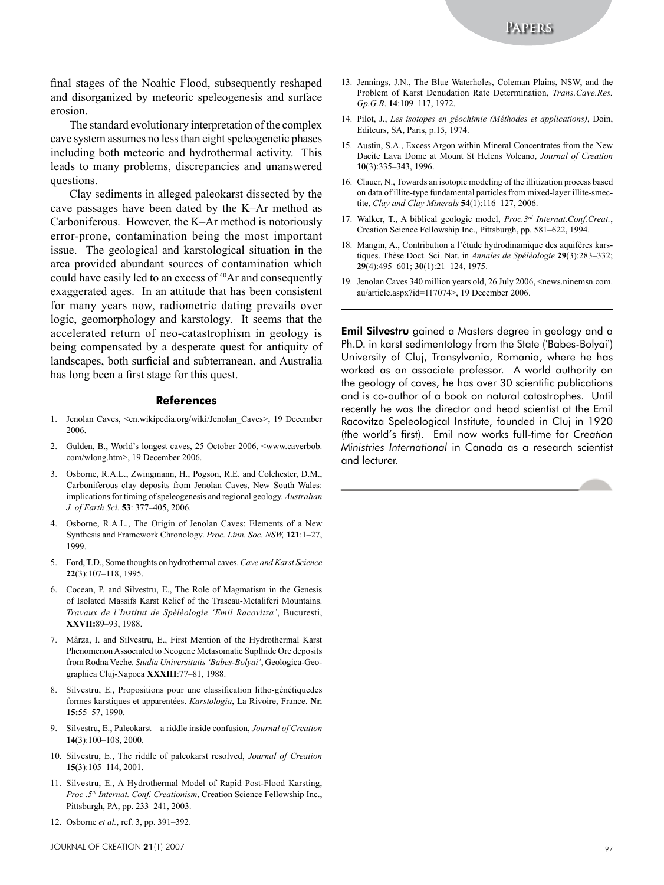final stages of the Noahic Flood, subsequently reshaped and disorganized by meteoric speleogenesis and surface erosion.

The standard evolutionary interpretation of the complex cave system assumes no less than eight speleogenetic phases including both meteoric and hydrothermal activity. This leads to many problems, discrepancies and unanswered questions.

Clay sediments in alleged paleokarst dissected by the cave passages have been dated by the K–Ar method as Carboniferous. However, the K–Ar method is notoriously error-prone, contamination being the most important issue. The geological and karstological situation in the area provided abundant sources of contamination which could have easily led to an excess of $^{40}$Ar and consequently exaggerated ages. In an attitude that has been consistent for many years now, radiometric dating prevails over logic, geomorphology and karstology. It seems that the accelerated return of neo-catastrophism in geology is being compensated by a desperate quest for antiquity of landscapes, both surficial and subterranean, and Australia has long been a first stage for this quest.

## References

1. Jenolan Caves, <en.wikipedia.org/wiki/Jenolan_Caves>, 19 December 2006.
2. Gulden, B., World's longest caves, 25 October 2006, <www.caverbob.com/wlong.htm>, 19 December 2006.
3. Osborne, R.A.L., Zwingmann, H., Pogson, R.E. and Colchester, D.M., Carboniferous clay deposits from Jenolan Caves, New South Wales: implications for timing of speleogenesis and regional geology. *Australian J. of Earth Sci.* **53**: 377–405, 2006.
4. Osborne, R.A.L., The Origin of Jenolan Caves: Elements of a New Synthesis and Framework Chronology. *Proc. Linn. Soc. NSW,* **121**:1–27, 1999.
5. Ford, T.D., Some thoughts on hydrothermal caves. *Cave and Karst Science* **22**(3):107–118, 1995.
6. Cocean, P. and Silvestru, E., The Role of Magmatism in the Genesis of Isolated Massifs Karst Relief of the Trascau-Metaliferi Mountains. *Travaux de l'Institut de Spéléologie 'Emil Racovitza'*, Bucuresti, **XXVII:**89–93, 1988.
7. Mârza, I. and Silvestru, E., First Mention of the Hydrothermal Karst Phenomenon Associated to Neogene Metasomatic Suplhide Ore deposits from Rodna Veche. *Studia Universitatis 'Babes-Bolyai'*, Geologica-Geographica Cluj-Napoca **XXXIII**:77–81, 1988.
8. Silvestru, E., Propositions pour une classification litho-génétiquedes formes karstiques et apparentées. *Karstologia*, La Rivoire, France. **Nr. 15:**55–57, 1990.
9. Silvestru, E., Paleokarst—a riddle inside confusion, *Journal of Creation* **14**(3):100–108, 2000.
10. Silvestru, E., The riddle of paleokarst resolved, *Journal of Creation* **15**(3):105–114, 2001.
11. Silvestru, E., A Hydrothermal Model of Rapid Post-Flood Karsting, *Proc .5th Internat. Conf. Creationism*, Creation Science Fellowship Inc., Pittsburgh, PA, pp. 233–241, 2003.
12. Osborne *et al.*, ref. 3, pp. 391–392.
13. Jennings, J.N., The Blue Waterholes, Coleman Plains, NSW, and the Problem of Karst Denudation Rate Determination, *Trans.Cave.Res. Gp.G.B*. **14**:109–117, 1972.
14. Pilot, J., *Les isotopes en géochimie (Méthodes et applications)*, Doin, Editeurs, SA, Paris, p.15, 1974.
15. Austin, S.A., Excess Argon within Mineral Concentrates from the New Dacite Lava Dome at Mount St Helens Volcano, *Journal of Creation* **10**(3):335–343, 1996.
16. Clauer, N., Towards an isotopic modeling of the illitization process based on data of illite-type fundamental particles from mixed-layer illite-smectite, *Clay and Clay Minerals* **54**(1):116–127, 2006.
17. Walker, T., A biblical geologic model, *Proc.3rd Internat.Conf.Creat.*, Creation Science Fellowship Inc., Pittsburgh, pp. 581–622, 1994.
18. Mangin, A., Contribution a l'étude hydrodinamique des aquifères karstiques. Thèse Doct. Sci. Nat. in *Annales de Spéléologie* **29**(3):283–332; **29**(4):495–601; **30**(1):21–124, 1975.
19. Jenolan Caves 340 million years old, 26 July 2006, <news.ninemsn.com.au/article.aspx?id=117074>, 19 December 2006.

**Emil Silvestru** gained a Masters degree in geology and a Ph.D. in karst sedimentology from the State ('Babes-Bolyai') University of Cluj, Transylvania, Romania, where he has worked as an associate professor. A world authority on the geology of caves, he has over 30 scientific publications and is co-author of a book on natural catastrophes. Until recently he was the director and head scientist at the Emil Racovitza Speleological Institute, founded in Cluj in 1920 (the world's first). Emil now works full-time for *Creation Ministries International* in Canada as a research scientist and lecturer.